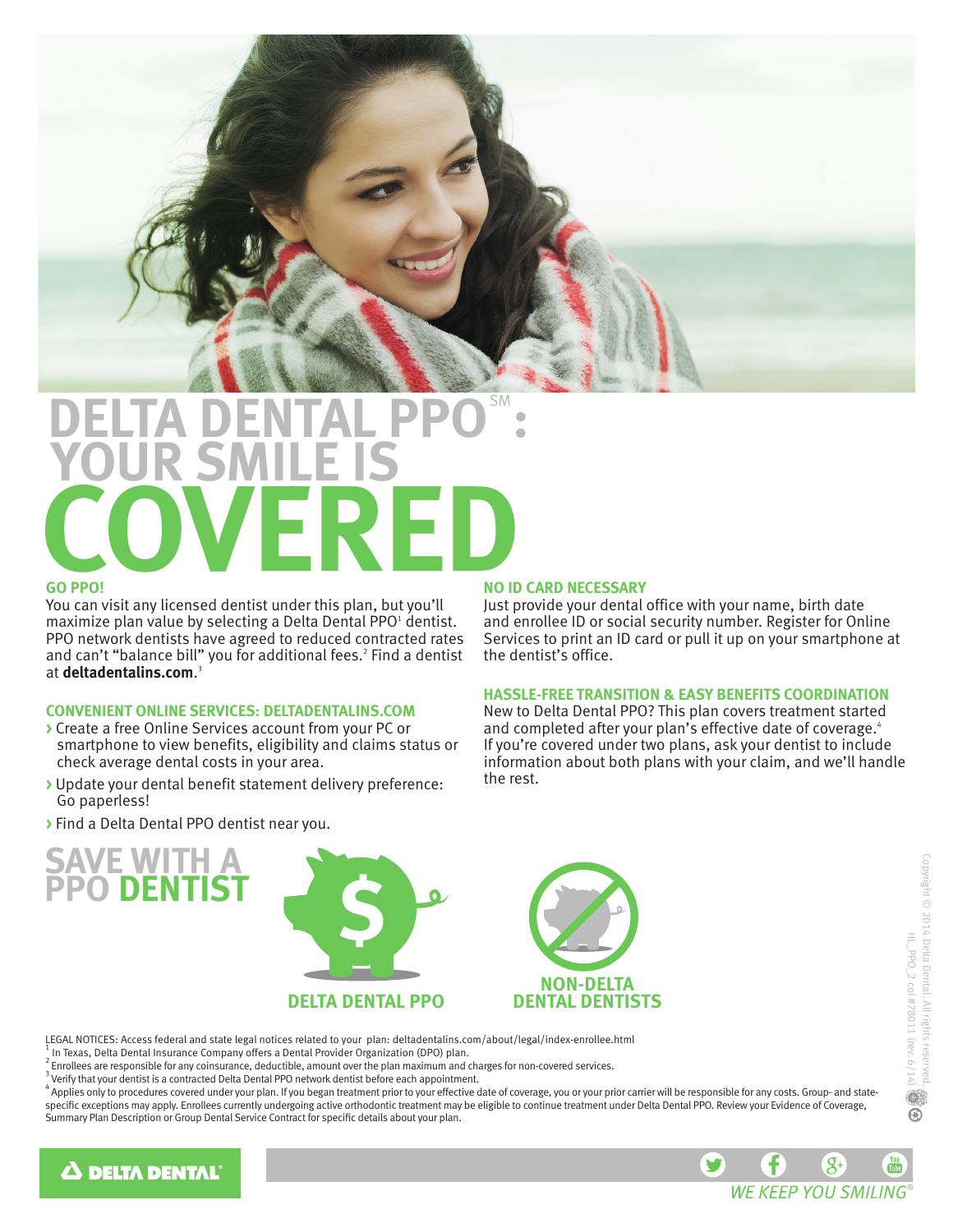# DELTA DENTAL PPO℠: YOUR SMILE IS COVERED

## GO PPO!

You can visit any licensed dentist under this plan, but you'll maximize plan value by selecting a Delta Dental PPO[1] dentist. PPO network dentists have agreed to reduced contracted rates and can't "balance bill" you for additional fees.[2] Find a dentist at **deltadentalins.com**.[3]

## CONVENIENT ONLINE SERVICES: DELTADENTALINS.COM

- Create a free Online Services account from your PC or smartphone to view benefits, eligibility and claims status or check average dental costs in your area.
- Update your dental benefit statement delivery preference: Go paperless!
- Find a Delta Dental PPO dentist near you.

## NO ID CARD NECESSARY

Just provide your dental office with your name, birth date and enrollee ID or social security number. Register for Online Services to print an ID card or pull it up on your smartphone at the dentist's office.

## HASSLE-FREE TRANSITION & EASY BENEFITS COORDINATION

New to Delta Dental PPO? This plan covers treatment started and completed after your plan's effective date of coverage.[4] If you're covered under two plans, ask your dentist to include information about both plans with your claim, and we'll handle the rest.

## SAVE WITH A PPO DENTIST

DELTA DENTAL PPO

NON-DELTA DENTAL DENTISTS

LEGAL NOTICES: Access federal and state legal notices related to your plan: deltadentalins.com/about/legal/index-enrollee.html

[1] In Texas, Delta Dental Insurance Company offers a Dental Provider Organization (DPO) plan.

[2] Enrollees are responsible for any coinsurance, deductible, amount over the plan maximum and charges for non-covered services.

[3] Verify that your dentist is a contracted Delta Dental PPO network dentist before each appointment.

[4] Applies only to procedures covered under your plan. If you began treatment prior to your effective date of coverage, you or your prior carrier will be responsible for any costs. Group- and state-specific exceptions may apply. Enrollees currently undergoing active orthodontic treatment may be eligible to continue treatment under Delta Dental PPO. Review your Evidence of Coverage, Summary Plan Description or Group Dental Service Contract for specific details about your plan.

Copyright © 2014 Delta Dental. All rights reserved.
HL_PPO_2 col #78011 (rev. 6/14)

DELTA DENTAL®

*WE KEEP YOU SMILING®*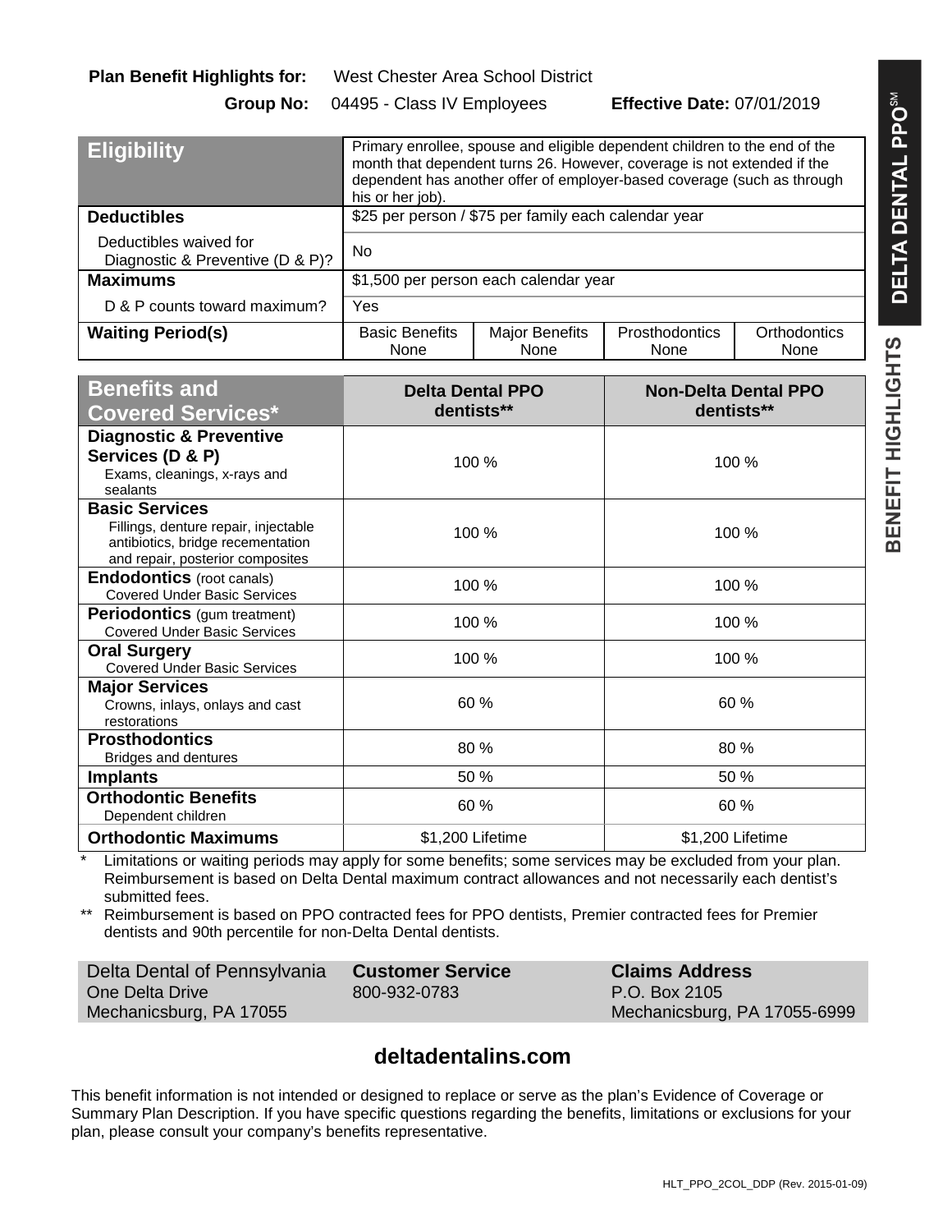**Plan Benefit Highlights for:** West Chester Area School District

**Group No:** 04495 - Class IV Employees **Effective Date:** 07/01/2019

DELTA DENTAL PPO℠

BENEFIT HIGHLIGHTS

| | | | | |
|---|---|---|---|---|
| **Eligibility** | Primary enrollee, spouse and eligible dependent children to the end of the month that dependent turns 26. However, coverage is not extended if the dependent has another offer of employer-based coverage (such as through his or her job). | | | |
| **Deductibles** | $25 per person / $75 per family each calendar year | | | |
| Deductibles waived for Diagnostic & Preventive (D & P)? | No | | | |
| **Maximums** | $1,500 per person each calendar year | | | |
| D & P counts toward maximum? | Yes | | | |
| **Waiting Period(s)** | Basic Benefits None | Major Benefits None | Prosthodontics None | Orthodontics None |

| **Benefits and Covered Services*** | **Delta Dental PPO dentists**** | **Non-Delta Dental PPO dentists**** |
|---|---|---|
| **Diagnostic & Preventive Services (D & P)** Exams, cleanings, x-rays and sealants | 100 % | 100 % |
| **Basic Services** Fillings, denture repair, injectable antibiotics, bridge recementation and repair, posterior composites | 100 % | 100 % |
| **Endodontics** (root canals) Covered Under Basic Services | 100 % | 100 % |
| **Periodontics** (gum treatment) Covered Under Basic Services | 100 % | 100 % |
| **Oral Surgery** Covered Under Basic Services | 100 % | 100 % |
| **Major Services** Crowns, inlays, onlays and cast restorations | 60 % | 60 % |
| **Prosthodontics** Bridges and dentures | 80 % | 80 % |
| **Implants** | 50 % | 50 % |
| **Orthodontic Benefits** Dependent children | 60 % | 60 % |
| **Orthodontic Maximums** | $1,200 Lifetime | $1,200 Lifetime |

\* Limitations or waiting periods may apply for some benefits; some services may be excluded from your plan. Reimbursement is based on Delta Dental maximum contract allowances and not necessarily each dentist's submitted fees.

\*\* Reimbursement is based on PPO contracted fees for PPO dentists, Premier contracted fees for Premier dentists and 90th percentile for non-Delta Dental dentists.

| Delta Dental of Pennsylvania | **Customer Service** | **Claims Address** |
|---|---|---|
| One Delta Drive | 800-932-0783 | P.O. Box 2105 |
| Mechanicsburg, PA 17055 | | Mechanicsburg, PA 17055-6999 |

## deltadentalins.com

This benefit information is not intended or designed to replace or serve as the plan's Evidence of Coverage or Summary Plan Description. If you have specific questions regarding the benefits, limitations or exclusions for your plan, please consult your company's benefits representative.

HLT_PPO_2COL_DDP (Rev. 2015-01-09)